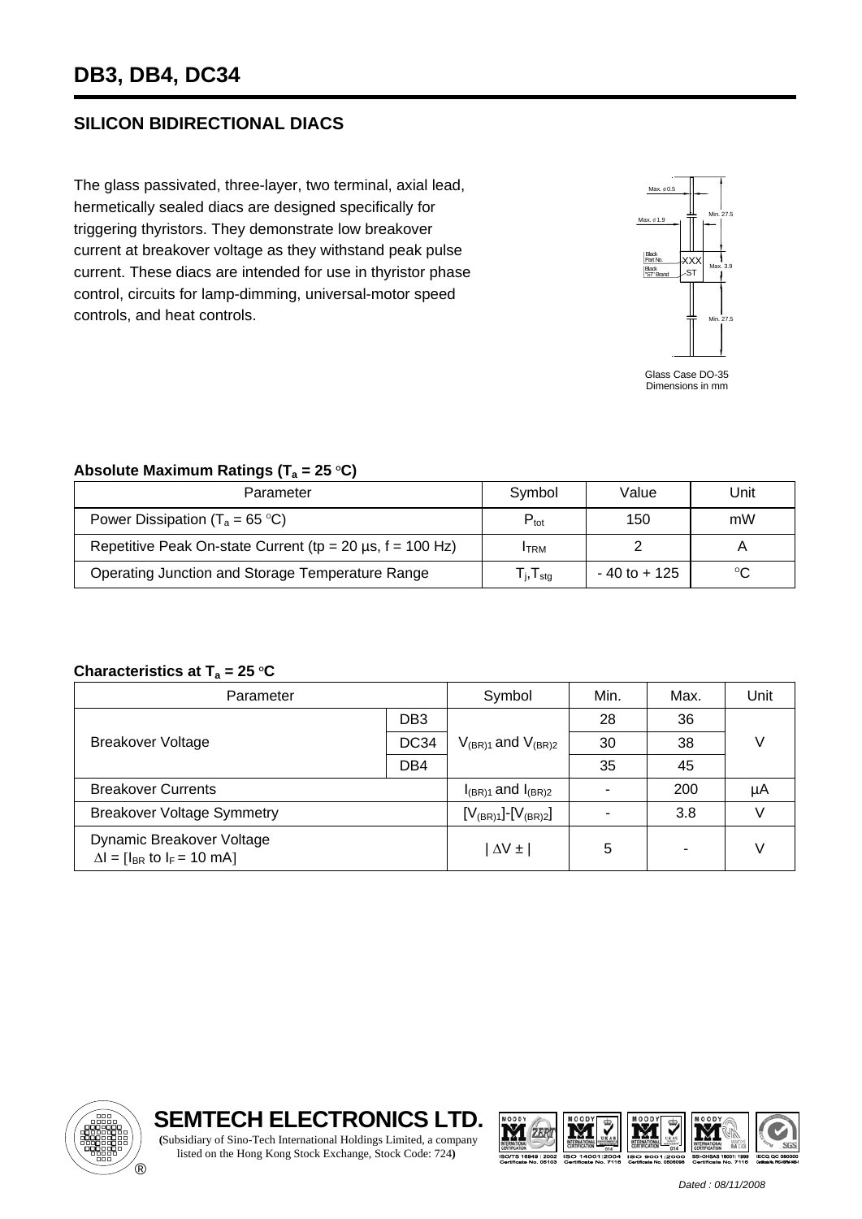# DB3, DB4, DC34

## SILICON BIDIRECTIONAL DIACS

The glass passivated, three-layer, two terminal, axial lead, hermetically sealed diacs are designed specifically for triggering thyristors. They demonstrate low breakover current at breakover voltage as they withstand peak pulse current. These diacs are intended for use in thyristor phase control, circuits for lamp-dimming, universal-motor speed controls, and heat controls.

Max. ⌀ 0.5

Max. ⌀ 1.9

Min. 27.5

Black Part No.

Black "ST" Brand

XXX

ST

Max. 3.9

Min. 27.5

Glass Case DO-35
Dimensions in mm

### Absolute Maximum Ratings ($T_a$ = 25 °C)

| Parameter | Symbol | Value | Unit |
|---|---|---|---|
| Power Dissipation ($T_a$ = 65 °C) | $P_{tot}$ | 150 | mW |
| Repetitive Peak On-state Current (tp = 20 µs, f = 100 Hz) | $I_{TRM}$ | 2 | A |
| Operating Junction and Storage Temperature Range | $T_j, T_{stg}$ | - 40 to + 125 | °C |

### Characteristics at $T_a$ = 25 °C

| Parameter | | Symbol | Min. | Max. | Unit |
|---|---|---|---|---|---|
| Breakover Voltage | DB3 | $V_{(BR)1}$ and $V_{(BR)2}$ | 28 | 36 | V |
| | DC34 | | 30 | 38 | |
| | DB4 | | 35 | 45 | |
| Breakover Currents | | $I_{(BR)1}$ and $I_{(BR)2}$ | - | 200 | µA |
| Breakover Voltage Symmetry | | $[V_{(BR)1}]$-$[V_{(BR)2}]$ | - | 3.8 | V |
| Dynamic Breakover Voltage $\Delta I = [I_{BR}$ to $I_F = 10$ mA] | | $\lvert \Delta V \pm \rvert$ | 5 | - | V |

**SEMTECH ELECTRONICS LTD.**
(Subsidiary of Sino-Tech International Holdings Limited, a company listed on the Hong Kong Stock Exchange, Stock Code: 724)

*Dated : 08/11/2008*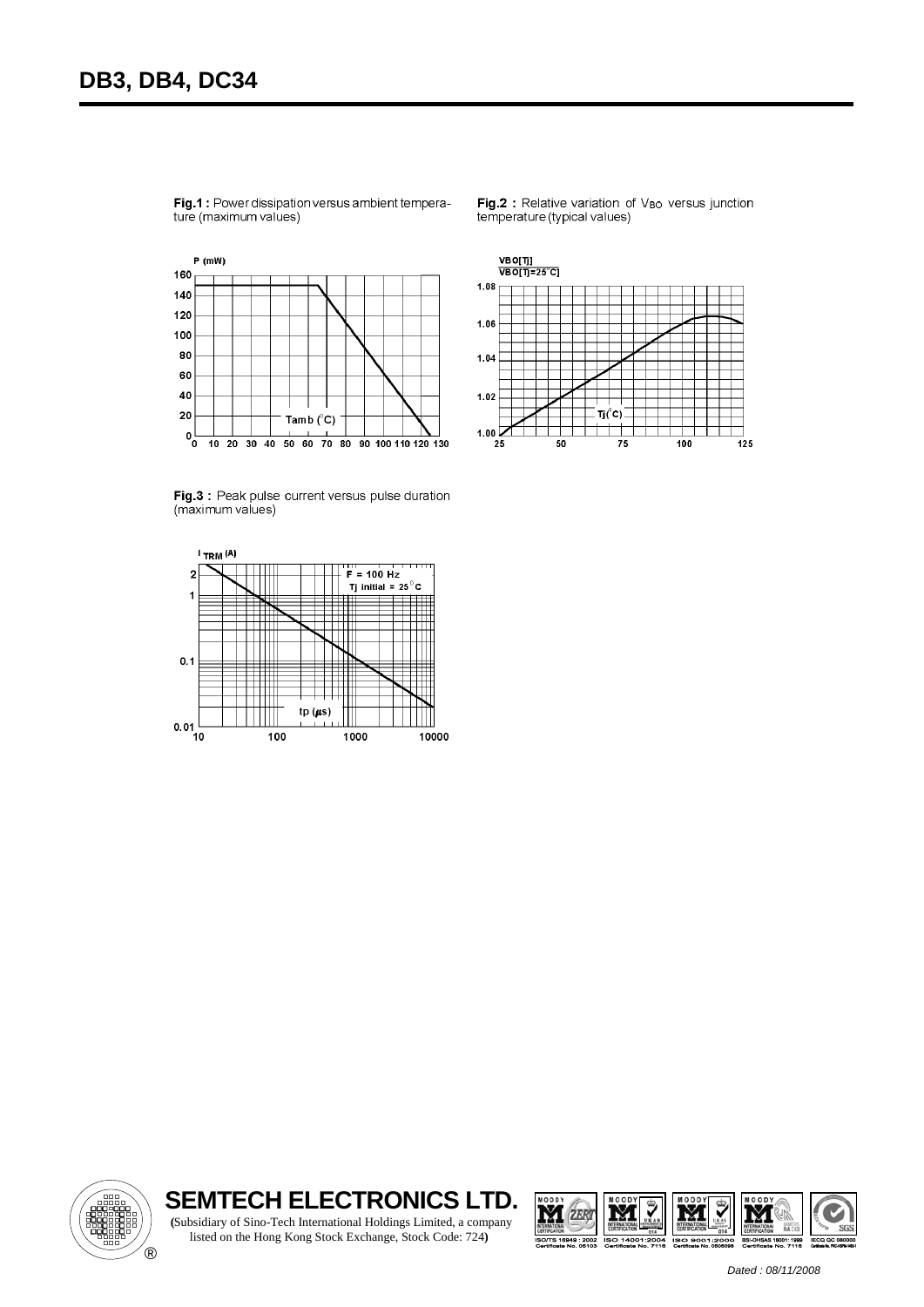# DB3, DB4, DC34

**Fig.1 :** Power dissipation versus ambient temperature (maximum values)

P (mW)

160
140
120
100
80
60
40
20
0

0 10 20 30 40 50 60 70 80 90 100 110 120 130

Tamb (°C)

**Fig.2 :** Relative variation of $V_{BO}$ versus junction temperature (typical values)

VBO[Tj] / VBO[Tj=25°C]

1.08
1.06
1.04
1.02
1.00

25 50 75 100 125

Tj(°C)

**Fig.3 :** Peak pulse current versus pulse duration (maximum values)

$I_{TRM}$ (A)

F = 100 Hz
Tj initial = 25 °C

2
1
0.1
0.01

10 100 1000 10000

tp (µs)

**SEMTECH ELECTRONICS LTD.**

(Subsidiary of Sino-Tech International Holdings Limited, a company listed on the Hong Kong Stock Exchange, Stock Code: 724)

ISO/TS 16949 : 2002 Certificate No. 05103
ISO 14001:2004 Certificate No. 7116
ISO 9001:2000 Certificate No. 0506098
BSI-OHSAS 18001: 1999 Certificate No. 7116
IECQ QC 080000

*Dated : 08/11/2008*